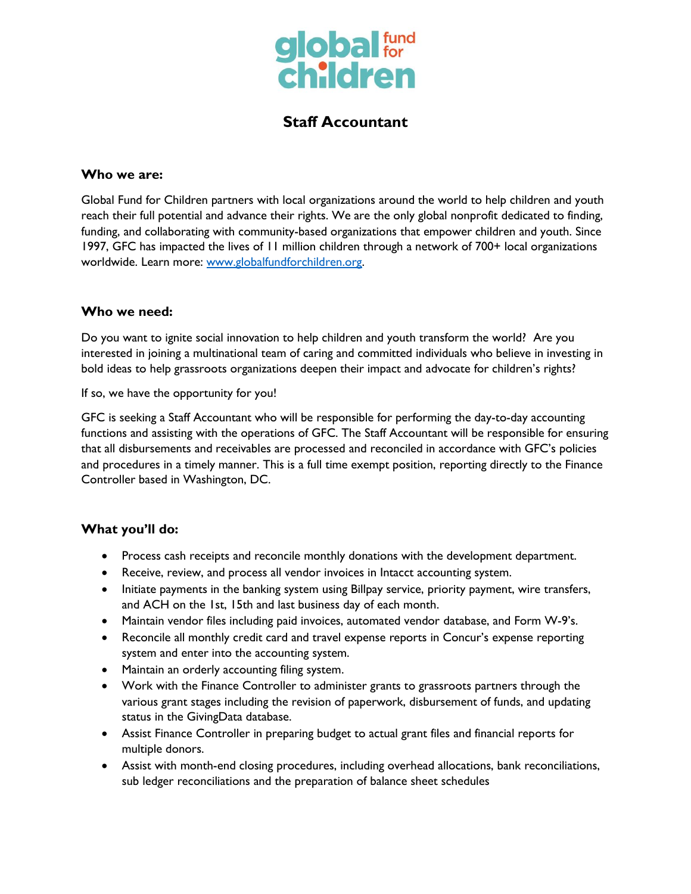# Staff Accountant

## Who we are:

Global Fund for Children partners with local organizations around the world to help children and youth reach their full potential and advance their rights. We are the only global nonprofit dedicated to finding, funding, and collaborating with community-based organizations that empower children and youth. Since 1997, GFC has impacted the lives of 11 million children through a network of 700+ local organizations worldwide. Learn more: [www.globalfundforchildren.org](www.globalfundforchildren.org).

## Who we need:

Do you want to ignite social innovation to help children and youth transform the world? Are you interested in joining a multinational team of caring and committed individuals who believe in investing in bold ideas to help grassroots organizations deepen their impact and advocate for children's rights?

If so, we have the opportunity for you!

GFC is seeking a Staff Accountant who will be responsible for performing the day-to-day accounting functions and assisting with the operations of GFC. The Staff Accountant will be responsible for ensuring that all disbursements and receivables are processed and reconciled in accordance with GFC's policies and procedures in a timely manner. This is a full time exempt position, reporting directly to the Finance Controller based in Washington, DC.

## What you'll do:

- Process cash receipts and reconcile monthly donations with the development department.
- Receive, review, and process all vendor invoices in Intacct accounting system.
- Initiate payments in the banking system using Billpay service, priority payment, wire transfers, and ACH on the 1st, 15th and last business day of each month.
- Maintain vendor files including paid invoices, automated vendor database, and Form W-9's.
- Reconcile all monthly credit card and travel expense reports in Concur's expense reporting system and enter into the accounting system.
- Maintain an orderly accounting filing system.
- Work with the Finance Controller to administer grants to grassroots partners through the various grant stages including the revision of paperwork, disbursement of funds, and updating status in the GivingData database.
- Assist Finance Controller in preparing budget to actual grant files and financial reports for multiple donors.
- Assist with month-end closing procedures, including overhead allocations, bank reconciliations, sub ledger reconciliations and the preparation of balance sheet schedules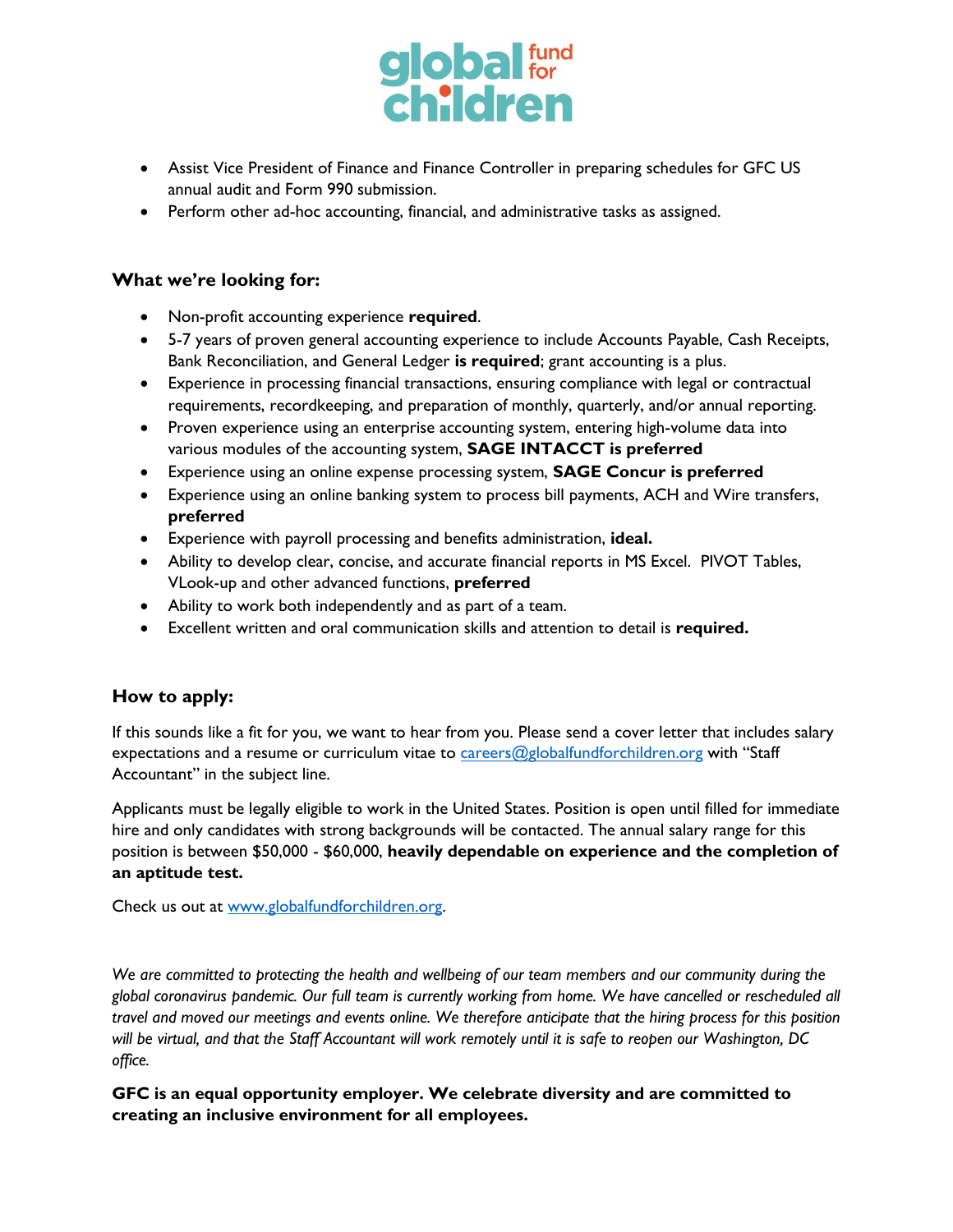- Assist Vice President of Finance and Finance Controller in preparing schedules for GFC US annual audit and Form 990 submission.
- Perform other ad-hoc accounting, financial, and administrative tasks as assigned.

### What we're looking for:

- Non-profit accounting experience **required**.
- 5-7 years of proven general accounting experience to include Accounts Payable, Cash Receipts, Bank Reconciliation, and General Ledger **is required**; grant accounting is a plus.
- Experience in processing financial transactions, ensuring compliance with legal or contractual requirements, recordkeeping, and preparation of monthly, quarterly, and/or annual reporting.
- Proven experience using an enterprise accounting system, entering high-volume data into various modules of the accounting system, **SAGE INTACCT is preferred**
- Experience using an online expense processing system, **SAGE Concur is preferred**
- Experience using an online banking system to process bill payments, ACH and Wire transfers, **preferred**
- Experience with payroll processing and benefits administration, **ideal.**
- Ability to develop clear, concise, and accurate financial reports in MS Excel. PIVOT Tables, VLook-up and other advanced functions, **preferred**
- Ability to work both independently and as part of a team.
- Excellent written and oral communication skills and attention to detail is **required.**

### How to apply:

If this sounds like a fit for you, we want to hear from you. Please send a cover letter that includes salary expectations and a resume or curriculum vitae to careers@globalfundforchildren.org with "Staff Accountant" in the subject line.

Applicants must be legally eligible to work in the United States. Position is open until filled for immediate hire and only candidates with strong backgrounds will be contacted. The annual salary range for this position is between $50,000 - $60,000, **heavily dependable on experience and the completion of an aptitude test.**

Check us out at www.globalfundforchildren.org.

*We are committed to protecting the health and wellbeing of our team members and our community during the global coronavirus pandemic. Our full team is currently working from home. We have cancelled or rescheduled all travel and moved our meetings and events online. We therefore anticipate that the hiring process for this position will be virtual, and that the Staff Accountant will work remotely until it is safe to reopen our Washington, DC office.*

**GFC is an equal opportunity employer. We celebrate diversity and are committed to creating an inclusive environment for all employees.**